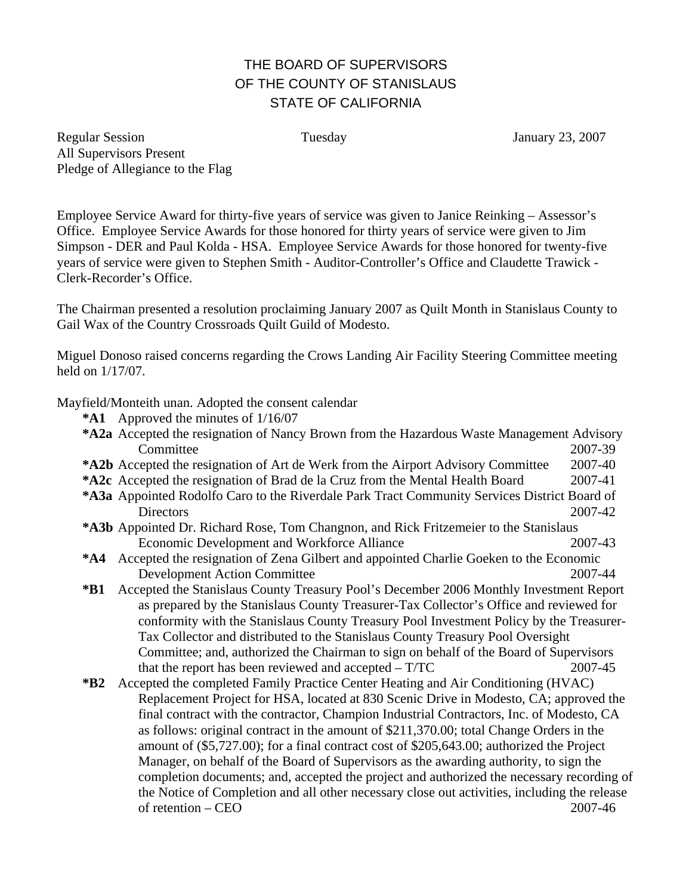# THE BOARD OF SUPERVISORS OF THE COUNTY OF STANISLAUS STATE OF CALIFORNIA

Regular Session Tuesday January 23, 2007
All Supervisors Present
Pledge of Allegiance to the Flag

Employee Service Award for thirty-five years of service was given to Janice Reinking – Assessor's Office. Employee Service Awards for those honored for thirty years of service were given to Jim Simpson - DER and Paul Kolda - HSA. Employee Service Awards for those honored for twenty-five years of service were given to Stephen Smith - Auditor-Controller's Office and Claudette Trawick - Clerk-Recorder's Office.

The Chairman presented a resolution proclaiming January 2007 as Quilt Month in Stanislaus County to Gail Wax of the Country Crossroads Quilt Guild of Modesto.

Miguel Donoso raised concerns regarding the Crows Landing Air Facility Steering Committee meeting held on 1/17/07.

Mayfield/Monteith unan. Adopted the consent calendar

**\*A1** Approved the minutes of 1/16/07

**\*A2a** Accepted the resignation of Nancy Brown from the Hazardous Waste Management Advisory Committee 2007-39

**\*A2b** Accepted the resignation of Art de Werk from the Airport Advisory Committee 2007-40

**\*A2c** Accepted the resignation of Brad de la Cruz from the Mental Health Board 2007-41

**\*A3a** Appointed Rodolfo Caro to the Riverdale Park Tract Community Services District Board of Directors 2007-42

**\*A3b** Appointed Dr. Richard Rose, Tom Changnon, and Rick Fritzemeier to the Stanislaus Economic Development and Workforce Alliance 2007-43

**\*A4** Accepted the resignation of Zena Gilbert and appointed Charlie Goeken to the Economic Development Action Committee 2007-44

**\*B1** Accepted the Stanislaus County Treasury Pool's December 2006 Monthly Investment Report as prepared by the Stanislaus County Treasurer-Tax Collector's Office and reviewed for conformity with the Stanislaus County Treasury Pool Investment Policy by the Treasurer-Tax Collector and distributed to the Stanislaus County Treasury Pool Oversight Committee; and, authorized the Chairman to sign on behalf of the Board of Supervisors that the report has been reviewed and accepted – T/TC 2007-45

**\*B2** Accepted the completed Family Practice Center Heating and Air Conditioning (HVAC) Replacement Project for HSA, located at 830 Scenic Drive in Modesto, CA; approved the final contract with the contractor, Champion Industrial Contractors, Inc. of Modesto, CA as follows: original contract in the amount of $211,370.00; total Change Orders in the amount of ($5,727.00); for a final contract cost of $205,643.00; authorized the Project Manager, on behalf of the Board of Supervisors as the awarding authority, to sign the completion documents; and, accepted the project and authorized the necessary recording of the Notice of Completion and all other necessary close out activities, including the release of retention – CEO 2007-46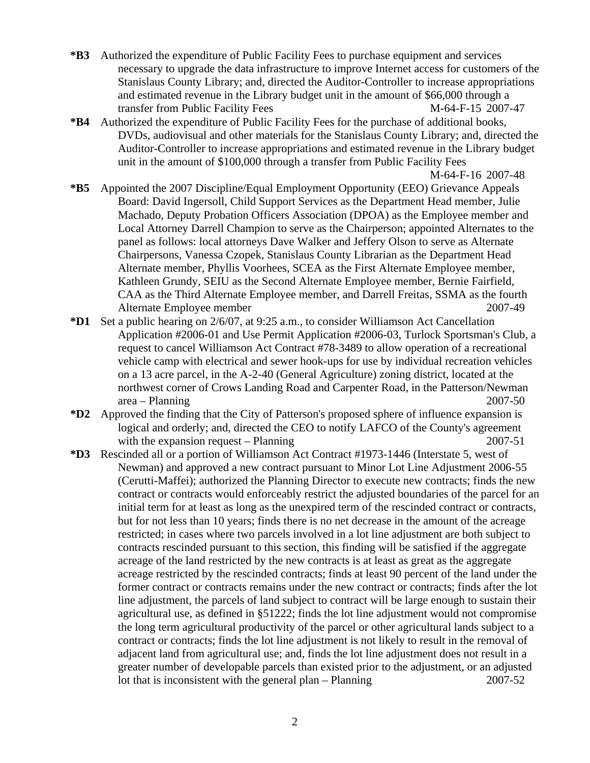**\*B3** Authorized the expenditure of Public Facility Fees to purchase equipment and services necessary to upgrade the data infrastructure to improve Internet access for customers of the Stanislaus County Library; and, directed the Auditor-Controller to increase appropriations and estimated revenue in the Library budget unit in the amount of $66,000 through a transfer from Public Facility Fees M-64-F-15 2007-47

**\*B4** Authorized the expenditure of Public Facility Fees for the purchase of additional books, DVDs, audiovisual and other materials for the Stanislaus County Library; and, directed the Auditor-Controller to increase appropriations and estimated revenue in the Library budget unit in the amount of $100,000 through a transfer from Public Facility Fees M-64-F-16 2007-48

**\*B5** Appointed the 2007 Discipline/Equal Employment Opportunity (EEO) Grievance Appeals Board: David Ingersoll, Child Support Services as the Department Head member, Julie Machado, Deputy Probation Officers Association (DPOA) as the Employee member and Local Attorney Darrell Champion to serve as the Chairperson; appointed Alternates to the panel as follows: local attorneys Dave Walker and Jeffery Olson to serve as Alternate Chairpersons, Vanessa Czopek, Stanislaus County Librarian as the Department Head Alternate member, Phyllis Voorhees, SCEA as the First Alternate Employee member, Kathleen Grundy, SEIU as the Second Alternate Employee member, Bernie Fairfield, CAA as the Third Alternate Employee member, and Darrell Freitas, SSMA as the fourth Alternate Employee member 2007-49

**\*D1** Set a public hearing on 2/6/07, at 9:25 a.m., to consider Williamson Act Cancellation Application #2006-01 and Use Permit Application #2006-03, Turlock Sportsman's Club, a request to cancel Williamson Act Contract #78-3489 to allow operation of a recreational vehicle camp with electrical and sewer hook-ups for use by individual recreation vehicles on a 13 acre parcel, in the A-2-40 (General Agriculture) zoning district, located at the northwest corner of Crows Landing Road and Carpenter Road, in the Patterson/Newman area – Planning 2007-50

**\*D2** Approved the finding that the City of Patterson's proposed sphere of influence expansion is logical and orderly; and, directed the CEO to notify LAFCO of the County's agreement with the expansion request – Planning 2007-51

**\*D3** Rescinded all or a portion of Williamson Act Contract #1973-1446 (Interstate 5, west of Newman) and approved a new contract pursuant to Minor Lot Line Adjustment 2006-55 (Cerutti-Maffei); authorized the Planning Director to execute new contracts; finds the new contract or contracts would enforceably restrict the adjusted boundaries of the parcel for an initial term for at least as long as the unexpired term of the rescinded contract or contracts, but for not less than 10 years; finds there is no net decrease in the amount of the acreage restricted; in cases where two parcels involved in a lot line adjustment are both subject to contracts rescinded pursuant to this section, this finding will be satisfied if the aggregate acreage of the land restricted by the new contracts is at least as great as the aggregate acreage restricted by the rescinded contracts; finds at least 90 percent of the land under the former contract or contracts remains under the new contract or contracts; finds after the lot line adjustment, the parcels of land subject to contract will be large enough to sustain their agricultural use, as defined in §51222; finds the lot line adjustment would not compromise the long term agricultural productivity of the parcel or other agricultural lands subject to a contract or contracts; finds the lot line adjustment is not likely to result in the removal of adjacent land from agricultural use; and, finds the lot line adjustment does not result in a greater number of developable parcels than existed prior to the adjustment, or an adjusted lot that is inconsistent with the general plan – Planning 2007-52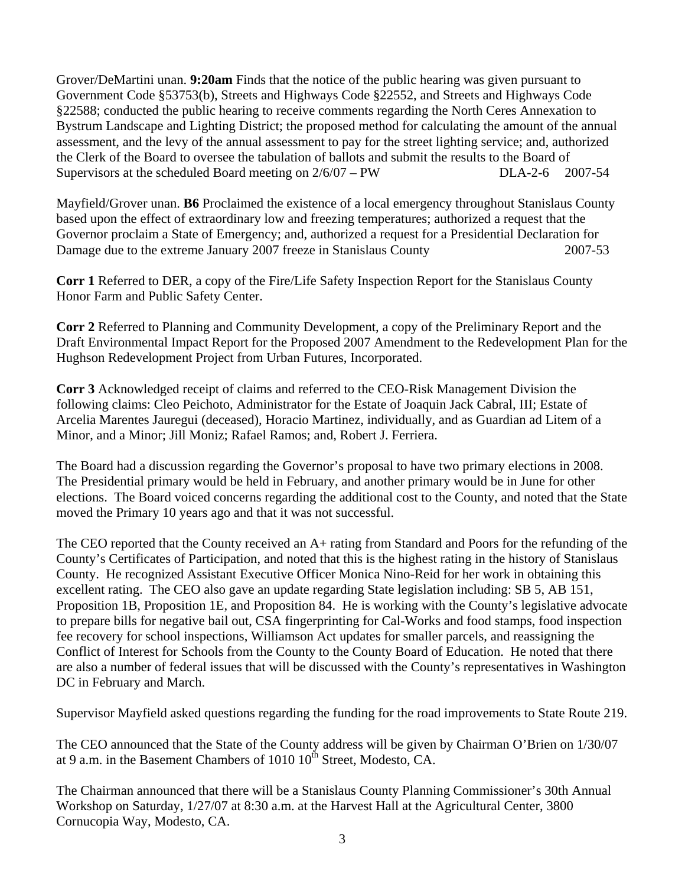Grover/DeMartini unan. **9:20am** Finds that the notice of the public hearing was given pursuant to Government Code §53753(b), Streets and Highways Code §22552, and Streets and Highways Code §22588; conducted the public hearing to receive comments regarding the North Ceres Annexation to Bystrum Landscape and Lighting District; the proposed method for calculating the amount of the annual assessment, and the levy of the annual assessment to pay for the street lighting service; and, authorized the Clerk of the Board to oversee the tabulation of ballots and submit the results to the Board of Supervisors at the scheduled Board meeting on 2/6/07 – PW DLA-2-6 2007-54

Mayfield/Grover unan. **B6** Proclaimed the existence of a local emergency throughout Stanislaus County based upon the effect of extraordinary low and freezing temperatures; authorized a request that the Governor proclaim a State of Emergency; and, authorized a request for a Presidential Declaration for Damage due to the extreme January 2007 freeze in Stanislaus County 2007-53

**Corr 1** Referred to DER, a copy of the Fire/Life Safety Inspection Report for the Stanislaus County Honor Farm and Public Safety Center.

**Corr 2** Referred to Planning and Community Development, a copy of the Preliminary Report and the Draft Environmental Impact Report for the Proposed 2007 Amendment to the Redevelopment Plan for the Hughson Redevelopment Project from Urban Futures, Incorporated.

**Corr 3** Acknowledged receipt of claims and referred to the CEO-Risk Management Division the following claims: Cleo Peichoto, Administrator for the Estate of Joaquin Jack Cabral, III; Estate of Arcelia Marentes Jauregui (deceased), Horacio Martinez, individually, and as Guardian ad Litem of a Minor, and a Minor; Jill Moniz; Rafael Ramos; and, Robert J. Ferriera.

The Board had a discussion regarding the Governor's proposal to have two primary elections in 2008. The Presidential primary would be held in February, and another primary would be in June for other elections. The Board voiced concerns regarding the additional cost to the County, and noted that the State moved the Primary 10 years ago and that it was not successful.

The CEO reported that the County received an A+ rating from Standard and Poors for the refunding of the County's Certificates of Participation, and noted that this is the highest rating in the history of Stanislaus County. He recognized Assistant Executive Officer Monica Nino-Reid for her work in obtaining this excellent rating. The CEO also gave an update regarding State legislation including: SB 5, AB 151, Proposition 1B, Proposition 1E, and Proposition 84. He is working with the County's legislative advocate to prepare bills for negative bail out, CSA fingerprinting for Cal-Works and food stamps, food inspection fee recovery for school inspections, Williamson Act updates for smaller parcels, and reassigning the Conflict of Interest for Schools from the County to the County Board of Education. He noted that there are also a number of federal issues that will be discussed with the County's representatives in Washington DC in February and March.

Supervisor Mayfield asked questions regarding the funding for the road improvements to State Route 219.

The CEO announced that the State of the County address will be given by Chairman O'Brien on 1/30/07 at 9 a.m. in the Basement Chambers of 1010 10th Street, Modesto, CA.

The Chairman announced that there will be a Stanislaus County Planning Commissioner's 30th Annual Workshop on Saturday, 1/27/07 at 8:30 a.m. at the Harvest Hall at the Agricultural Center, 3800 Cornucopia Way, Modesto, CA.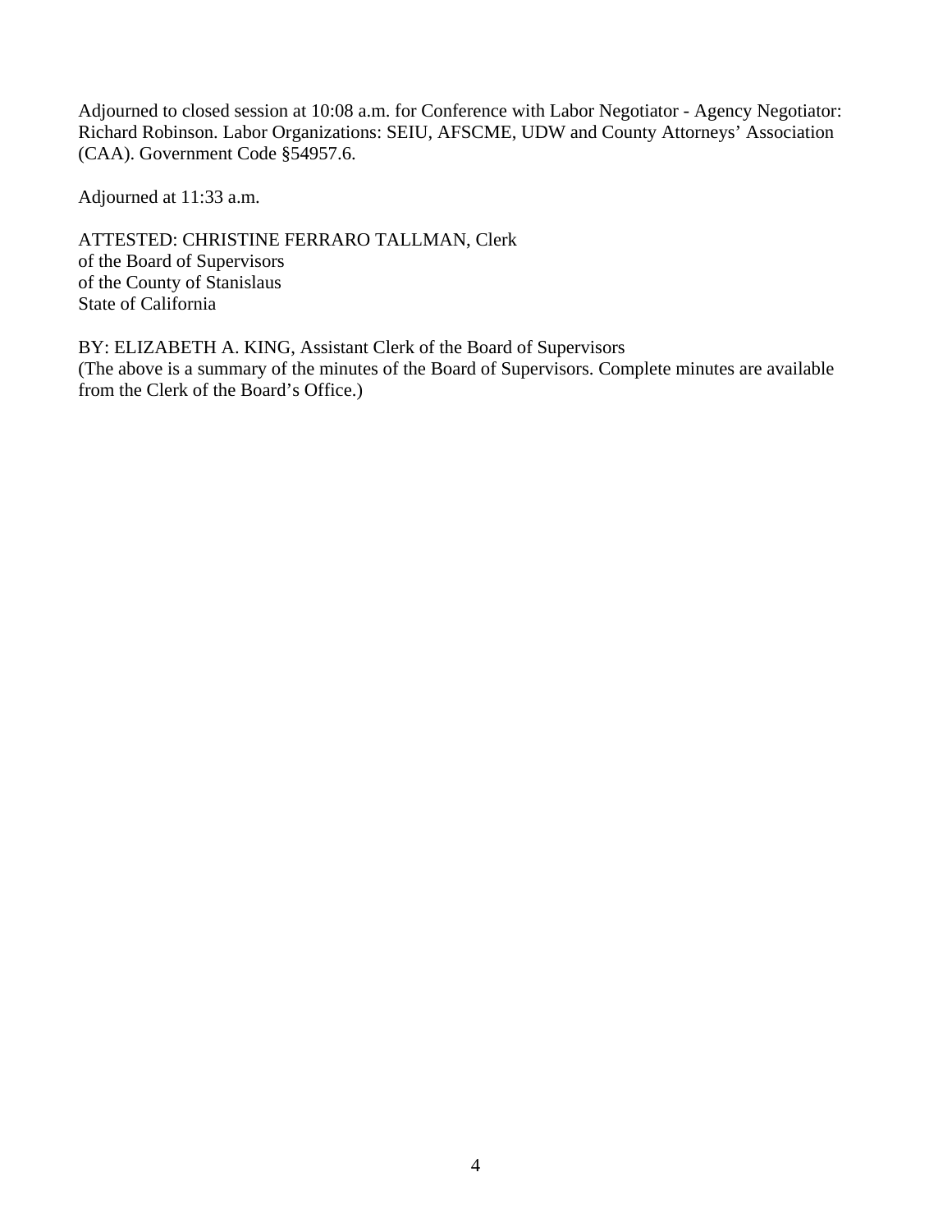Adjourned to closed session at 10:08 a.m. for Conference with Labor Negotiator - Agency Negotiator: Richard Robinson. Labor Organizations: SEIU, AFSCME, UDW and County Attorneys' Association (CAA). Government Code §54957.6.

Adjourned at 11:33 a.m.

ATTESTED: CHRISTINE FERRARO TALLMAN, Clerk
of the Board of Supervisors
of the County of Stanislaus
State of California

BY: ELIZABETH A. KING, Assistant Clerk of the Board of Supervisors
(The above is a summary of the minutes of the Board of Supervisors. Complete minutes are available from the Clerk of the Board's Office.)